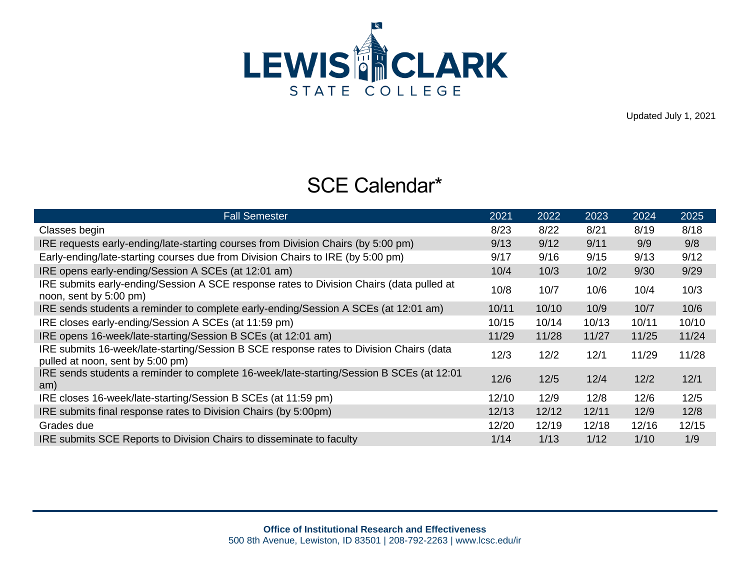LEWIS CLARK STATE COLLEGE

Updated July 1, 2021

# SCE Calendar*

| Fall Semester | 2021 | 2022 | 2023 | 2024 | 2025 |
|---|---|---|---|---|---|
| Classes begin | 8/23 | 8/22 | 8/21 | 8/19 | 8/18 |
| IRE requests early-ending/late-starting courses from Division Chairs (by 5:00 pm) | 9/13 | 9/12 | 9/11 | 9/9 | 9/8 |
| Early-ending/late-starting courses due from Division Chairs to IRE (by 5:00 pm) | 9/17 | 9/16 | 9/15 | 9/13 | 9/12 |
| IRE opens early-ending/Session A SCEs (at 12:01 am) | 10/4 | 10/3 | 10/2 | 9/30 | 9/29 |
| IRE submits early-ending/Session A SCE response rates to Division Chairs (data pulled at noon, sent by 5:00 pm) | 10/8 | 10/7 | 10/6 | 10/4 | 10/3 |
| IRE sends students a reminder to complete early-ending/Session A SCEs (at 12:01 am) | 10/11 | 10/10 | 10/9 | 10/7 | 10/6 |
| IRE closes early-ending/Session A SCEs (at 11:59 pm) | 10/15 | 10/14 | 10/13 | 10/11 | 10/10 |
| IRE opens 16-week/late-starting/Session B SCEs (at 12:01 am) | 11/29 | 11/28 | 11/27 | 11/25 | 11/24 |
| IRE submits 16-week/late-starting/Session B SCE response rates to Division Chairs (data pulled at noon, sent by 5:00 pm) | 12/3 | 12/2 | 12/1 | 11/29 | 11/28 |
| IRE sends students a reminder to complete 16-week/late-starting/Session B SCEs (at 12:01 am) | 12/6 | 12/5 | 12/4 | 12/2 | 12/1 |
| IRE closes 16-week/late-starting/Session B SCEs (at 11:59 pm) | 12/10 | 12/9 | 12/8 | 12/6 | 12/5 |
| IRE submits final response rates to Division Chairs (by 5:00pm) | 12/13 | 12/12 | 12/11 | 12/9 | 12/8 |
| Grades due | 12/20 | 12/19 | 12/18 | 12/16 | 12/15 |
| IRE submits SCE Reports to Division Chairs to disseminate to faculty | 1/14 | 1/13 | 1/12 | 1/10 | 1/9 |

**Office of Institutional Research and Effectiveness**
500 8th Avenue, Lewiston, ID 83501 | 208-792-2263 | www.lcsc.edu/ir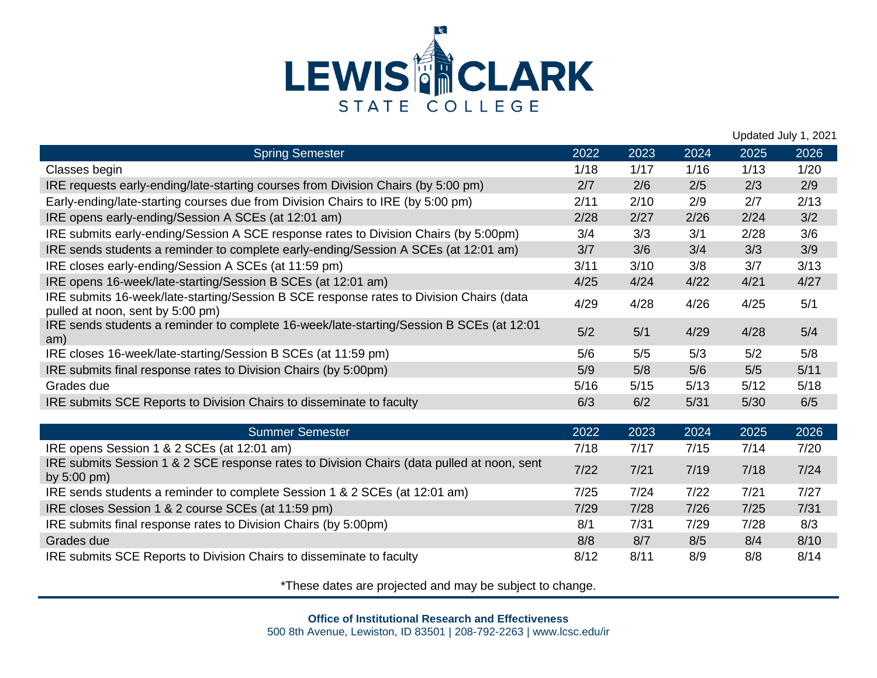# LEWIS CLARK STATE COLLEGE

Updated July 1, 2021

| Spring Semester | 2022 | 2023 | 2024 | 2025 | 2026 |
| --- | --- | --- | --- | --- | --- |
| Classes begin | 1/18 | 1/17 | 1/16 | 1/13 | 1/20 |
| IRE requests early-ending/late-starting courses from Division Chairs (by 5:00 pm) | 2/7 | 2/6 | 2/5 | 2/3 | 2/9 |
| Early-ending/late-starting courses due from Division Chairs to IRE (by 5:00 pm) | 2/11 | 2/10 | 2/9 | 2/7 | 2/13 |
| IRE opens early-ending/Session A SCEs (at 12:01 am) | 2/28 | 2/27 | 2/26 | 2/24 | 3/2 |
| IRE submits early-ending/Session A SCE response rates to Division Chairs (by 5:00pm) | 3/4 | 3/3 | 3/1 | 2/28 | 3/6 |
| IRE sends students a reminder to complete early-ending/Session A SCEs (at 12:01 am) | 3/7 | 3/6 | 3/4 | 3/3 | 3/9 |
| IRE closes early-ending/Session A SCEs (at 11:59 pm) | 3/11 | 3/10 | 3/8 | 3/7 | 3/13 |
| IRE opens 16-week/late-starting/Session B SCEs (at 12:01 am) | 4/25 | 4/24 | 4/22 | 4/21 | 4/27 |
| IRE submits 16-week/late-starting/Session B SCE response rates to Division Chairs (data pulled at noon, sent by 5:00 pm) | 4/29 | 4/28 | 4/26 | 4/25 | 5/1 |
| IRE sends students a reminder to complete 16-week/late-starting/Session B SCEs (at 12:01 am) | 5/2 | 5/1 | 4/29 | 4/28 | 5/4 |
| IRE closes 16-week/late-starting/Session B SCEs (at 11:59 pm) | 5/6 | 5/5 | 5/3 | 5/2 | 5/8 |
| IRE submits final response rates to Division Chairs (by 5:00pm) | 5/9 | 5/8 | 5/6 | 5/5 | 5/11 |
| Grades due | 5/16 | 5/15 | 5/13 | 5/12 | 5/18 |
| IRE submits SCE Reports to Division Chairs to disseminate to faculty | 6/3 | 6/2 | 5/31 | 5/30 | 6/5 |

| Summer Semester | 2022 | 2023 | 2024 | 2025 | 2026 |
| --- | --- | --- | --- | --- | --- |
| IRE opens Session 1 & 2 SCEs (at 12:01 am) | 7/18 | 7/17 | 7/15 | 7/14 | 7/20 |
| IRE submits Session 1 & 2 SCE response rates to Division Chairs (data pulled at noon, sent by 5:00 pm) | 7/22 | 7/21 | 7/19 | 7/18 | 7/24 |
| IRE sends students a reminder to complete Session 1 & 2 SCEs (at 12:01 am) | 7/25 | 7/24 | 7/22 | 7/21 | 7/27 |
| IRE closes Session 1 & 2 course SCEs (at 11:59 pm) | 7/29 | 7/28 | 7/26 | 7/25 | 7/31 |
| IRE submits final response rates to Division Chairs (by 5:00pm) | 8/1 | 7/31 | 7/29 | 7/28 | 8/3 |
| Grades due | 8/8 | 8/7 | 8/5 | 8/4 | 8/10 |
| IRE submits SCE Reports to Division Chairs to disseminate to faculty | 8/12 | 8/11 | 8/9 | 8/8 | 8/14 |

*These dates are projected and may be subject to change.

**Office of Institutional Research and Effectiveness**
500 8th Avenue, Lewiston, ID 83501 | 208-792-2263 | www.lcsc.edu/ir